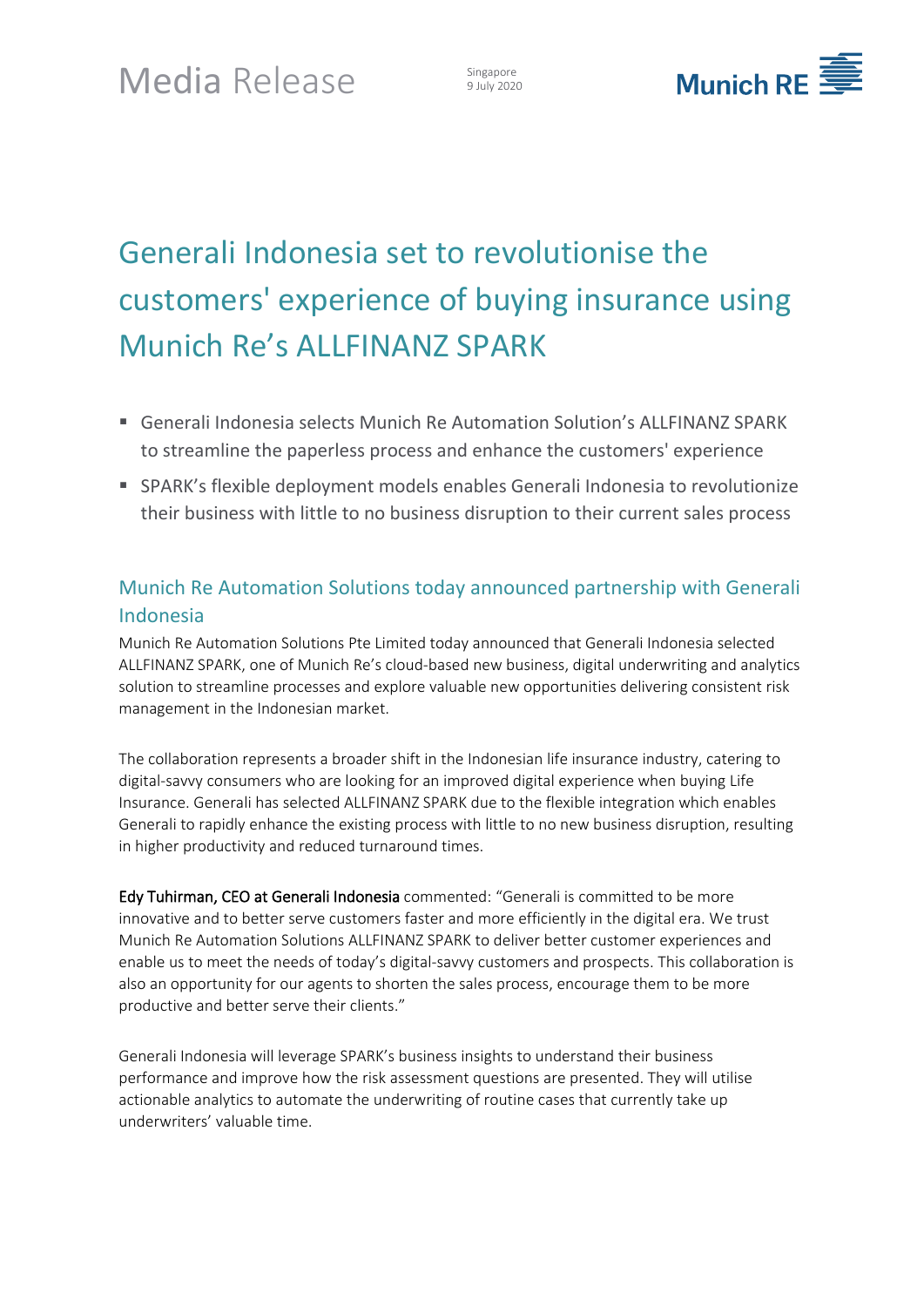Media Release

Singapore
9 July 2020

# Generali Indonesia set to revolutionise the customers' experience of buying insurance using Munich Re's ALLFINANZ SPARK

- Generali Indonesia selects Munich Re Automation Solution's ALLFINANZ SPARK to streamline the paperless process and enhance the customers' experience
- SPARK's flexible deployment models enables Generali Indonesia to revolutionize their business with little to no business disruption to their current sales process

## Munich Re Automation Solutions today announced partnership with Generali Indonesia

Munich Re Automation Solutions Pte Limited today announced that Generali Indonesia selected ALLFINANZ SPARK, one of Munich Re's cloud-based new business, digital underwriting and analytics solution to streamline processes and explore valuable new opportunities delivering consistent risk management in the Indonesian market.

The collaboration represents a broader shift in the Indonesian life insurance industry, catering to digital-savvy consumers who are looking for an improved digital experience when buying Life Insurance. Generali has selected ALLFINANZ SPARK due to the flexible integration which enables Generali to rapidly enhance the existing process with little to no new business disruption, resulting in higher productivity and reduced turnaround times.

**Edy Tuhirman, CEO at Generali Indonesia** commented: "Generali is committed to be more innovative and to better serve customers faster and more efficiently in the digital era. We trust Munich Re Automation Solutions ALLFINANZ SPARK to deliver better customer experiences and enable us to meet the needs of today's digital-savvy customers and prospects. This collaboration is also an opportunity for our agents to shorten the sales process, encourage them to be more productive and better serve their clients."

Generali Indonesia will leverage SPARK's business insights to understand their business performance and improve how the risk assessment questions are presented. They will utilise actionable analytics to automate the underwriting of routine cases that currently take up underwriters' valuable time.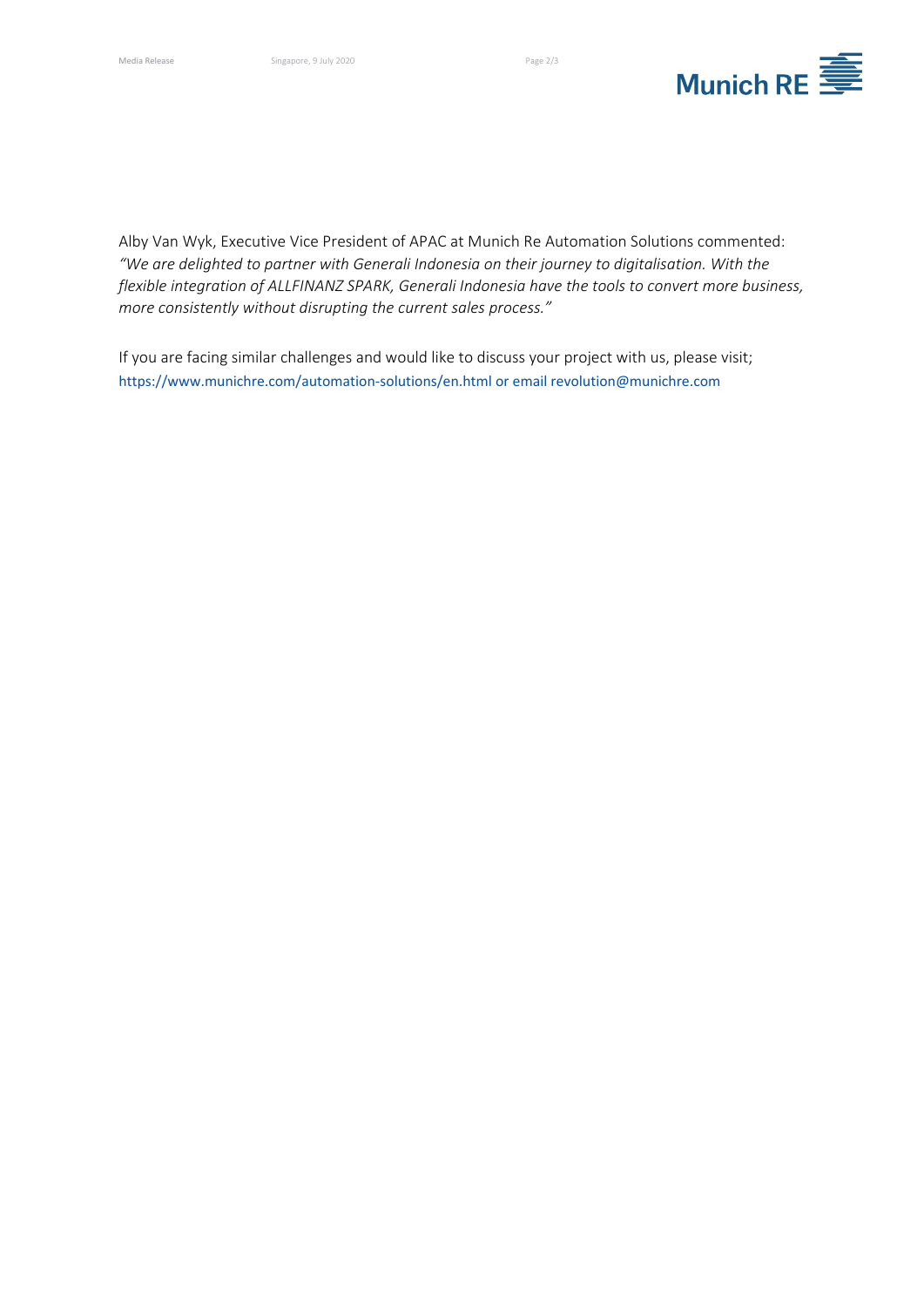Alby Van Wyk, Executive Vice President of APAC at Munich Re Automation Solutions commented: *"We are delighted to partner with Generali Indonesia on their journey to digitalisation. With the flexible integration of ALLFINANZ SPARK, Generali Indonesia have the tools to convert more business, more consistently without disrupting the current sales process."*

If you are facing similar challenges and would like to discuss your project with us, please visit; https://www.munichre.com/automation-solutions/en.html or email revolution@munichre.com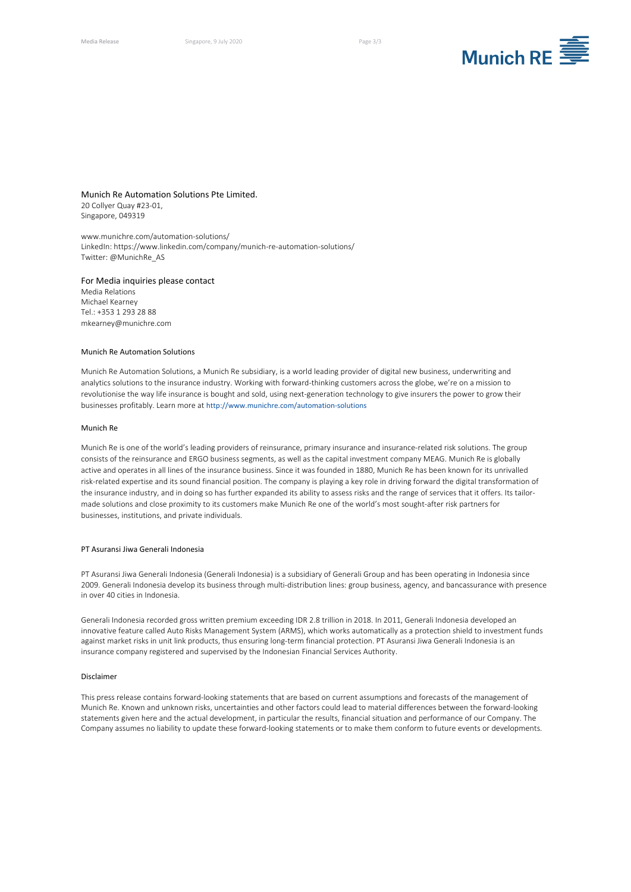Munich Re Automation Solutions Pte Limited.
20 Collyer Quay #23-01,
Singapore, 049319

www.munichre.com/automation-solutions/
LinkedIn: https://www.linkedin.com/company/munich-re-automation-solutions/
Twitter: @MunichRe_AS

For Media inquiries please contact
Media Relations
Michael Kearney
Tel.: +353 1 293 28 88
mkearney@munichre.com

### Munich Re Automation Solutions

Munich Re Automation Solutions, a Munich Re subsidiary, is a world leading provider of digital new business, underwriting and analytics solutions to the insurance industry. Working with forward-thinking customers across the globe, we're on a mission to revolutionise the way life insurance is bought and sold, using next-generation technology to give insurers the power to grow their businesses profitably. Learn more at http://www.munichre.com/automation-solutions

### Munich Re

Munich Re is one of the world's leading providers of reinsurance, primary insurance and insurance-related risk solutions. The group consists of the reinsurance and ERGO business segments, as well as the capital investment company MEAG. Munich Re is globally active and operates in all lines of the insurance business. Since it was founded in 1880, Munich Re has been known for its unrivalled risk-related expertise and its sound financial position. The company is playing a key role in driving forward the digital transformation of the insurance industry, and in doing so has further expanded its ability to assess risks and the range of services that it offers. Its tailor-made solutions and close proximity to its customers make Munich Re one of the world's most sought-after risk partners for businesses, institutions, and private individuals.

### PT Asuransi Jiwa Generali Indonesia

PT Asuransi Jiwa Generali Indonesia (Generali Indonesia) is a subsidiary of Generali Group and has been operating in Indonesia since 2009. Generali Indonesia develop its business through multi-distribution lines: group business, agency, and bancassurance with presence in over 40 cities in Indonesia.

Generali Indonesia recorded gross written premium exceeding IDR 2.8 trillion in 2018. In 2011, Generali Indonesia developed an innovative feature called Auto Risks Management System (ARMS), which works automatically as a protection shield to investment funds against market risks in unit link products, thus ensuring long-term financial protection. PT Asuransi Jiwa Generali Indonesia is an insurance company registered and supervised by the Indonesian Financial Services Authority.

### Disclaimer

This press release contains forward-looking statements that are based on current assumptions and forecasts of the management of Munich Re. Known and unknown risks, uncertainties and other factors could lead to material differences between the forward-looking statements given here and the actual development, in particular the results, financial situation and performance of our Company. The Company assumes no liability to update these forward-looking statements or to make them conform to future events or developments.